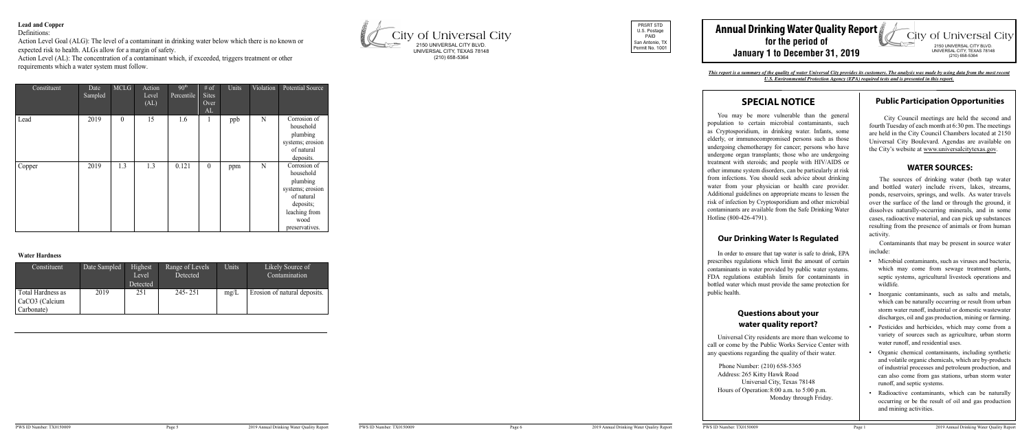**Lead and Copper**

Definitions:

Action Level Goal (ALG): The level of a contaminant in drinking water below which there is no known or expected risk to health. ALGs allow for a margin of safety.

Action Level (AL): The concentration of a contaminant which, if exceeded, triggers treatment or other requirements which a water system must follow.

| Constituent | Date Sampled | MCLG | Action Level (AL) | 90th Percentile | # of Sites Over AL | Units | Violation | Potential Source |
|---|---|---|---|---|---|---|---|---|
| Lead | 2019 | 0 | 15 | 1.6 | 1 | ppb | N | Corrosion of household plumbing systems; erosion of natural deposits. |
| Copper | 2019 | 1.3 | 1.3 | 0.121 | 0 | ppm | N | Corrosion of household plumbing systems; erosion of natural deposits; leaching from wood preservatives. |

**Water Hardness**

| Constituent | Date Sampled | Highest Level Detected | Range of Levels Detected | Units | Likely Source of Contamination |
|---|---|---|---|---|---|
| Total Hardness as $CaCO_3$ (Calcium Carbonate) | 2019 | 251 | 245- 251 | mg/L | Erosion of natural deposits. |

City of Universal City
2150 UNIVERSAL CITY BLVD.
UNIVERSAL CITY, TEXAS 78148
(210) 658-5364

PRSRT STD
U.S. Postage
PAID
San Antonio, TX
Permit No. 1001

# Annual Drinking Water Quality Report for the period of January 1 to December 31, 2019

City of Universal City
2150 UNIVERSAL CITY BLVD.
UNIVERSAL CITY, TEXAS 78148
(210) 658-5364

***This report is a summary of the quality of water Universal City provides its customers. The analysis was made by using data from the most recent U.S. Environmental Protection Agency (EPA) required tests and is presented in this report.***

## SPECIAL NOTICE

You may be more vulnerable than the general population to certain microbial contaminants, such as Cryptosporidium, in drinking water. Infants, some elderly, or immunocompromised persons such as those undergoing chemotherapy for cancer; persons who have undergone organ transplants; those who are undergoing treatment with steroids; and people with HIV/AIDS or other immune system disorders, can be particularly at risk from infections. You should seek advice about drinking water from your physician or health care provider. Additional guidelines on appropriate means to lessen the risk of infection by Cryptosporidium and other microbial contaminants are available from the Safe Drinking Water Hotline (800-426-4791).

## Our Drinking Water Is Regulated

In order to ensure that tap water is safe to drink, EPA prescribes regulations which limit the amount of certain contaminants in water provided by public water systems. FDA regulations establish limits for contaminants in bottled water which must provide the same protection for public health.

## Questions about your water quality report?

Universal City residents are more than welcome to call or come by the Public Works Service Center with any questions regarding the quality of their water.

Phone Number: (210) 658-5365
Address: 265 Kitty Hawk Road
Universal City, Texas 78148
Hours of Operation: 8:00 a.m. to 5:00 p.m.
Monday through Friday.

## Public Participation Opportunities

City Council meetings are held the second and fourth Tuesday of each month at 6:30 pm. The meetings are held in the City Council Chambers located at 2150 Universal City Boulevard. Agendas are available on the City's website at www.universalcitytexas.gov.

## WATER SOURCES:

The sources of drinking water (both tap water and bottled water) include rivers, lakes, streams, ponds, reservoirs, springs, and wells. As water travels over the surface of the land or through the ground, it dissolves naturally-occurring minerals, and in some cases, radioactive material, and can pick up substances resulting from the presence of animals or from human activity.

Contaminants that may be present in source water include:

- Microbial contaminants, such as viruses and bacteria, which may come from sewage treatment plants, septic systems, agricultural livestock operations and wildlife.
- Inorganic contaminants, such as salts and metals, which can be naturally occurring or result from urban storm water runoff, industrial or domestic wastewater discharges, oil and gas production, mining or farming.
- Pesticides and herbicides, which may come from a variety of sources such as agriculture, urban storm water runoff, and residential uses.
- Organic chemical contaminants, including synthetic and volatile organic chemicals, which are by-products of industrial processes and petroleum production, and can also come from gas stations, urban storm water runoff, and septic systems.
- Radioactive contaminants, which can be naturally occurring or be the result of oil and gas production and mining activities.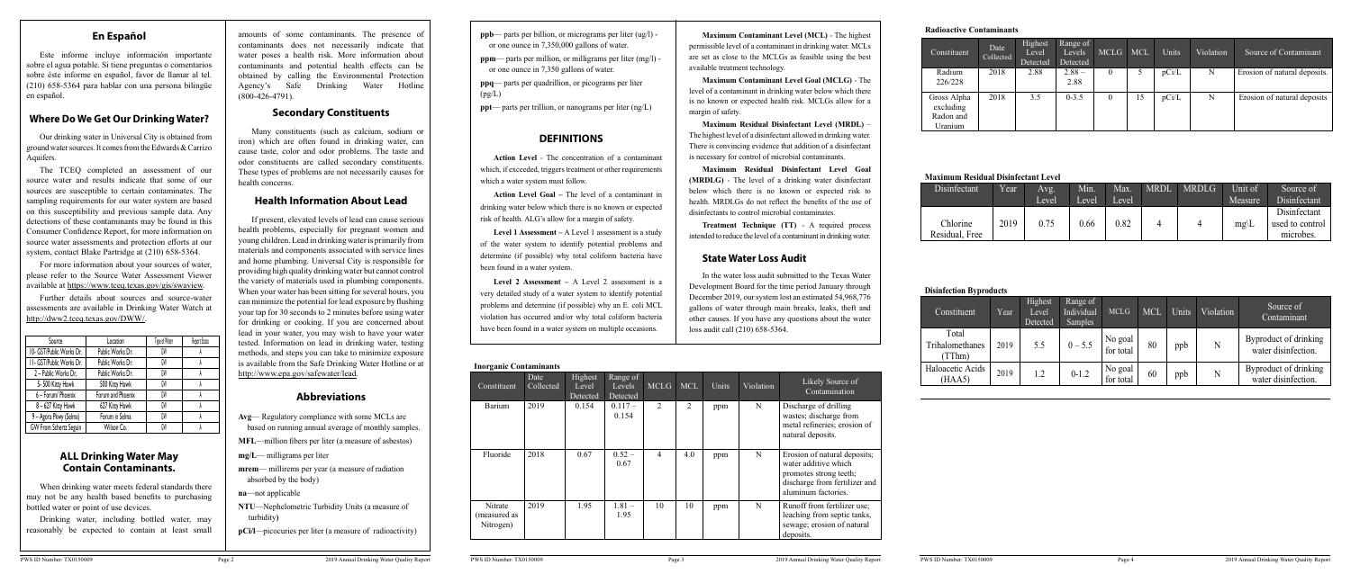## En Español

Este informe incluye información importante sobre el agua potable. Si tiene preguntas o comentarios sobre éste informe en español, favor de llamar al tel. (210) 658-5364 para hablar con una persona bilingüe en español.

## Where Do We Get Our Drinking Water?

Our drinking water in Universal City is obtained from ground water sources. It comes from the Edwards & Carrizo Aquifers.

The TCEQ completed an assessment of our source water and results indicate that some of our sources are susceptible to certain contaminates. The sampling requirements for our water system are based on this susceptibility and previous sample data. Any detections of these contaminants may be found in this Consumer Confidence Report, for more information on source water assessments and protection efforts at our system, contact Blake Partridge at (210) 658-5364.

For more information about your sources of water, please refer to the Source Water Assessment Viewer available at https://www.tceq.texas.gov/gis/swaview.

Further details about sources and source-water assessments are available in Drinking Water Watch at http://dww2.tceq.texas.gov/DWW/.

| Source | Location | Type of Water | Report Status |
|---|---|---|---|
| 10 - GST/Public Works Dr. | Public Works Dr. | GW | A |
| 11 - GST/Public Works Dr. | Public Works Dr. | GW | A |
| 2 – Public Works Dr. | Public Works Dr. | GW | A |
| 5 - 500 Kitty Hawk | 500 Kitty Hawk | GW | A |
| 6 – Forum/ Phoenix | Forum and Phoenix | GW | A |
| 8 – 627 Kitty Hawk | 627 Kitty Hawk | GW | A |
| 9 – Agora Pkwy (Selma) | Forum in Selma | GW | A |
| GW From Schertz Seguin | Wilson Co. | GW | A |

## ALL Drinking Water May Contain Contaminants.

When drinking water meets federal standards there may not be any health based benefits to purchasing bottled water or point of use devices.

Drinking water, including bottled water, may reasonably be expected to contain at least small amounts of some contaminants. The presence of contaminants does not necessarily indicate that water poses a health risk. More information about contaminants and potential health effects can be obtained by calling the Environmental Protection Agency's Safe Drinking Water Hotline (800-426-4791).

## Secondary Constituents

Many constituents (such as calcium, sodium or iron) which are often found in drinking water, can cause taste, color and odor problems. The taste and odor constituents are called secondary constituents. These types of problems are not necessarily causes for health concerns.

## Health Information About Lead

If present, elevated levels of lead can cause serious health problems, especially for pregnant women and young children. Lead in drinking water is primarily from materials and components associated with service lines and home plumbing. Universal City is responsible for providing high quality drinking water but cannot control the variety of materials used in plumbing components. When your water has been sitting for several hours, you can minimize the potential for lead exposure by flushing your tap for 30 seconds to 2 minutes before using water for drinking or cooking. If you are concerned about lead in your water, you may wish to have your water tested. Information on lead in drinking water, testing methods, and steps you can take to minimize exposure is available from the Safe Drinking Water Hotline or at http://www.epa.gov/safewater/lead.

## Abbreviations

**Avg**— Regulatory compliance with some MCLs are based on running annual average of monthly samples.

**MFL**—million fibers per liter (a measure of asbestos)

**mg/L**— milligrams per liter

**mrem**— millirems per year (a measure of radiation absorbed by the body)

**na**—not applicable

**NTU**—Nephelometric Turbidity Units (a measure of turbidity)

**pCi/l**—picocuries per liter (a measure of radioactivity)

**ppb**— parts per billion, or micrograms per liter (ug/l) - or one ounce in 7,350,000 gallons of water.

**ppm**— parts per million, or milligrams per liter (mg/l) - or one ounce in 7,350 gallons of water.

**ppq**— parts per quadrillion, or picograms per liter (pg/L)

**ppt**— parts per trillion, or nanograms per liter (ng/L)

## DEFINITIONS

**Action Level** - The concentration of a contaminant which, if exceeded, triggers treatment or other requirements which a water system must follow.

**Action Level Goal –** The level of a contaminant in drinking water below which there is no known or expected risk of health. ALG's allow for a margin of safety.

**Level 1 Assessment –** A Level 1 assessment is a study of the water system to identify potential problems and determine (if possible) why total coliform bacteria have been found in a water system.

**Level 2 Assessment –** A Level 2 assessment is a very detailed study of a water system to identify potential problems and determine (if possible) why an E. coli MCL violation has occurred and/or why total coliform bacteria have been found in a water system on multiple occasions.

**Maximum Contaminant Level (MCL)** - The highest permissible level of a contaminant in drinking water. MCLs are set as close to the MCLGs as feasible using the best available treatment technology.

**Maximum Contaminant Level Goal (MCLG)** - The level of a contaminant in drinking water below which there is no known or expected health risk. MCLGs allow for a margin of safety.

**Maximum Residual Disinfectant Level (MRDL)** – The highest level of a disinfectant allowed in drinking water. There is convincing evidence that addition of a disinfectant is necessary for control of microbial contaminants.

**Maximum Residual Disinfectant Level Goal (MRDLG)** - The level of a drinking water disinfectant below which there is no known or expected risk to health. MRDLGs do not reflect the benefits of the use of disinfectants to control microbial contaminates.

**Treatment Technique (TT)** - A required process intended to reduce the level of a contaminant in drinking water.

## State Water Loss Audit

In the water loss audit submitted to the Texas Water Development Board for the time period January through December 2019, our system lost an estimated 54,968,776 gallons of water through main breaks, leaks, theft and other causes. If you have any questions about the water loss audit call (210) 658-5364.

### Inorganic Contaminants

| Constituent | Date Collected | Highest Level Detected | Range of Levels Detected | MCLG | MCL | Units | Violation | Likely Source of Contamination |
|---|---|---|---|---|---|---|---|---|
| Barium | 2019 | 0.154 | 0.117 – 0.154 | 2 | 2 | ppm | N | Discharge of drilling wastes; discharge from metal refineries; erosion of natural deposits. |
| Fluoride | 2018 | 0.67 | 0.52 – 0.67 | 4 | 4.0 | ppm | N | Erosion of natural deposits; water additive which promotes strong teeth; discharge from fertilizer and aluminum factories. |
| Nitrate (measured as Nitrogen) | 2019 | 1.95 | 1.81 – 1.95 | 10 | 10 | ppm | N | Runoff from fertilizer use; leaching from septic tanks, sewage; erosion of natural deposits. |

### Radioactive Contaminants

| Constituent | Date Collected | Highest Level Detected | Range of Levels Detected | MCLG | MCL | Units | Violation | Source of Contaminant |
|---|---|---|---|---|---|---|---|---|
| Radium 226/228 | 2018 | 2.88 | 2.88 – 2.88 | 0 | 5 | pCi/L | N | Erosion of natural deposits. |
| Gross Alpha excluding Radon and Uranium | 2018 | 3.5 | 0-3.5 | 0 | 15 | pCi/L | N | Erosion of natural deposits |

### Maximum Residual Disinfectant Level

| Disinfectant | Year | Avg. Level | Min. Level | Max. Level | MRDL | MRDLG | Unit of Measure | Source of Disinfectant |
|---|---|---|---|---|---|---|---|---|
| Chlorine Residual, Free | 2019 | 0.75 | 0.66 | 0.82 | 4 | 4 | mg\L | Disinfectant used to control microbes. |

### Disinfection Byproducts

| Constituent | Year | Highest Level Detected | Range of Individual Samples | MCLG | MCL | Units | Violation | Source of Contaminant |
|---|---|---|---|---|---|---|---|---|
| Total Trihalomethanes (TThm) | 2019 | 5.5 | 0 – 5.5 | No goal for total | 80 | ppb | N | Byproduct of drinking water disinfection. |
| Haloacetic Acids (HAA5) | 2019 | 1.2 | 0-1.2 | No goal for total | 60 | ppb | N | Byproduct of drinking water disinfection. |